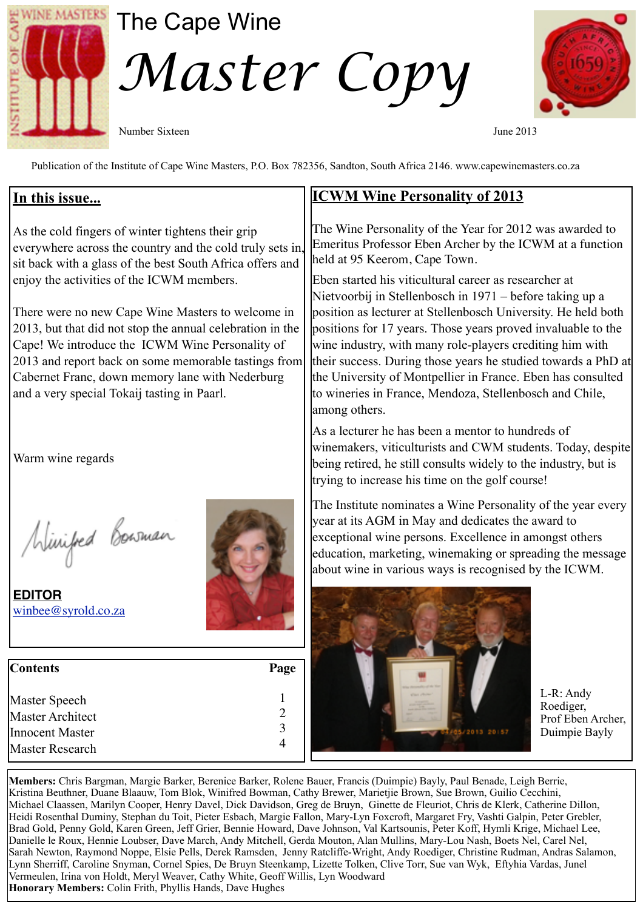# The Cape Wine

# *Master Copy*

Number Sixteen

June 2013

Publication of the Institute of Cape Wine Masters, P.O. Box 782356, Sandton, South Africa 2146. www.capewinemasters.co.za

## In this issue...

As the cold fingers of winter tightens their grip everywhere across the country and the cold truly sets in, sit back with a glass of the best South Africa offers and enjoy the activities of the ICWM members.

There were no new Cape Wine Masters to welcome in 2013, but that did not stop the annual celebration in the Cape! We introduce the ICWM Wine Personality of 2013 and report back on some memorable tastings from Cabernet Franc, down memory lane with Nederburg and a very special Tokaij tasting in Paarl.

Warm wine regards

Winifred Bowman

**EDITOR**
winbee@syrold.co.za

| Contents | Page |
|---|---|
| Master Speech | 1 |
| Master Architect | 2 |
| Innocent Master | 3 |
| Master Research | 4 |

## ICWM Wine Personality of 2013

The Wine Personality of the Year for 2012 was awarded to Emeritus Professor Eben Archer by the ICWM at a function held at 95 Keerom, Cape Town.

Eben started his viticultural career as researcher at Nietvoorbij in Stellenbosch in 1971 – before taking up a position as lecturer at Stellenbosch University. He held both positions for 17 years. Those years proved invaluable to the wine industry, with many role-players crediting him with their success. During those years he studied towards a PhD at the University of Montpellier in France. Eben has consulted to wineries in France, Mendoza, Stellenbosch and Chile, among others.

As a lecturer he has been a mentor to hundreds of winemakers, viticulturists and CWM students. Today, despite being retired, he still consults widely to the industry, but is trying to increase his time on the golf course!

The Institute nominates a Wine Personality of the year every year at its AGM in May and dedicates the award to exceptional wine persons. Excellence in amongst others education, marketing, winemaking or spreading the message about wine in various ways is recognised by the ICWM.

L-R: Andy Roediger, Prof Eben Archer, Duimpie Bayly

**Members:** Chris Bargman, Margie Barker, Berenice Barker, Rolene Bauer, Francis (Duimpie) Bayly, Paul Benade, Leigh Berrie, Kristina Beuthner, Duane Blaauw, Tom Blok, Winifred Bowman, Cathy Brewer, Marietjie Brown, Sue Brown, Guilio Cecchini, Michael Claassen, Marilyn Cooper, Henry Davel, Dick Davidson, Greg de Bruyn, Ginette de Fleuriot, Chris de Klerk, Catherine Dillon, Heidi Rosenthal Duminy, Stephan du Toit, Pieter Esbach, Margie Fallon, Mary-Lyn Foxcroft, Margaret Fry, Vashti Galpin, Peter Grebler, Brad Gold, Penny Gold, Karen Green, Jeff Grier, Bennie Howard, Dave Johnson, Val Kartsounis, Peter Koff, Hymli Krige, Michael Lee, Danielle le Roux, Hennie Loubser, Dave March, Andy Mitchell, Gerda Mouton, Alan Mullins, Mary-Lou Nash, Boets Nel, Carel Nel, Sarah Newton, Raymond Noppe, Elsie Pells, Derek Ramsden, Jenny Ratcliffe-Wright, Andy Roediger, Christine Rudman, Andras Salamon, Lynn Sherriff, Caroline Snyman, Cornel Spies, De Bruyn Steenkamp, Lizette Tolken, Clive Torr, Sue van Wyk, Eftyhia Vardas, Junel Vermeulen, Irina von Holdt, Meryl Weaver, Cathy White, Geoff Willis, Lyn Woodward
**Honorary Members:** Colin Frith, Phyllis Hands, Dave Hughes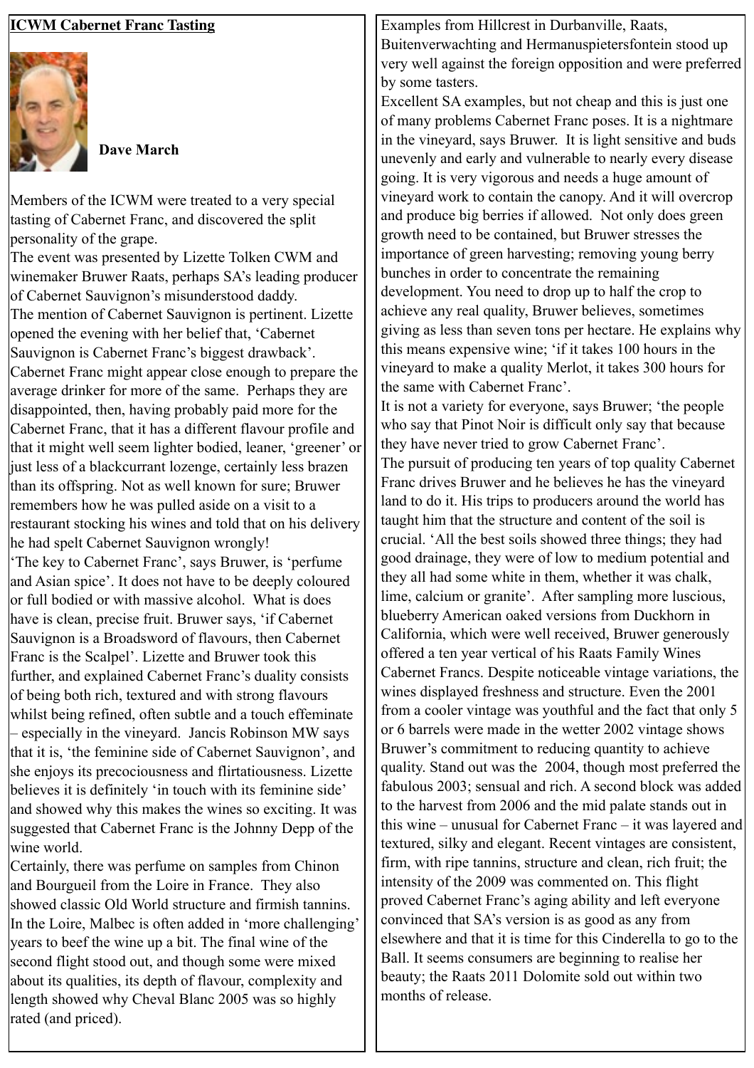**ICWM Cabernet Franc Tasting**

**Dave March**

Members of the ICWM were treated to a very special tasting of Cabernet Franc, and discovered the split personality of the grape.

The event was presented by Lizette Tolken CWM and winemaker Bruwer Raats, perhaps SA's leading producer of Cabernet Sauvignon's misunderstood daddy.

The mention of Cabernet Sauvignon is pertinent. Lizette opened the evening with her belief that, 'Cabernet Sauvignon is Cabernet Franc's biggest drawback'. Cabernet Franc might appear close enough to prepare the average drinker for more of the same. Perhaps they are disappointed, then, having probably paid more for the Cabernet Franc, that it has a different flavour profile and that it might well seem lighter bodied, leaner, 'greener' or just less of a blackcurrant lozenge, certainly less brazen than its offspring. Not as well known for sure; Bruwer remembers how he was pulled aside on a visit to a restaurant stocking his wines and told that on his delivery he had spelt Cabernet Sauvignon wrongly!

'The key to Cabernet Franc', says Bruwer, is 'perfume and Asian spice'. It does not have to be deeply coloured or full bodied or with massive alcohol. What is does have is clean, precise fruit. Bruwer says, 'if Cabernet Sauvignon is a Broadsword of flavours, then Cabernet Franc is the Scalpel'. Lizette and Bruwer took this further, and explained Cabernet Franc's duality consists of being both rich, textured and with strong flavours whilst being refined, often subtle and a touch effeminate – especially in the vineyard. Jancis Robinson MW says that it is, 'the feminine side of Cabernet Sauvignon', and she enjoys its precociousness and flirtatiousness. Lizette believes it is definitely 'in touch with its feminine side' and showed why this makes the wines so exciting. It was suggested that Cabernet Franc is the Johnny Depp of the wine world.

Certainly, there was perfume on samples from Chinon and Bourgueil from the Loire in France. They also showed classic Old World structure and firmish tannins. In the Loire, Malbec is often added in 'more challenging' years to beef the wine up a bit. The final wine of the second flight stood out, and though some were mixed about its qualities, its depth of flavour, complexity and length showed why Cheval Blanc 2005 was so highly rated (and priced).

Examples from Hillcrest in Durbanville, Raats, Buitenverwachting and Hermanuspietersfontein stood up very well against the foreign opposition and were preferred by some tasters.

Excellent SA examples, but not cheap and this is just one of many problems Cabernet Franc poses. It is a nightmare in the vineyard, says Bruwer. It is light sensitive and buds unevenly and early and vulnerable to nearly every disease going. It is very vigorous and needs a huge amount of vineyard work to contain the canopy. And it will overcrop and produce big berries if allowed. Not only does green growth need to be contained, but Bruwer stresses the importance of green harvesting; removing young berry bunches in order to concentrate the remaining development. You need to drop up to half the crop to achieve any real quality, Bruwer believes, sometimes giving as less than seven tons per hectare. He explains why this means expensive wine; 'if it takes 100 hours in the vineyard to make a quality Merlot, it takes 300 hours for the same with Cabernet Franc'.

It is not a variety for everyone, says Bruwer; 'the people who say that Pinot Noir is difficult only say that because they have never tried to grow Cabernet Franc'.

The pursuit of producing ten years of top quality Cabernet Franc drives Bruwer and he believes he has the vineyard land to do it. His trips to producers around the world has taught him that the structure and content of the soil is crucial. 'All the best soils showed three things; they had good drainage, they were of low to medium potential and they all had some white in them, whether it was chalk, lime, calcium or granite'. After sampling more luscious, blueberry American oaked versions from Duckhorn in California, which were well received, Bruwer generously offered a ten year vertical of his Raats Family Wines Cabernet Francs. Despite noticeable vintage variations, the wines displayed freshness and structure. Even the 2001 from a cooler vintage was youthful and the fact that only 5 or 6 barrels were made in the wetter 2002 vintage shows Bruwer's commitment to reducing quantity to achieve quality. Stand out was the 2004, though most preferred the fabulous 2003; sensual and rich. A second block was added to the harvest from 2006 and the mid palate stands out in this wine – unusual for Cabernet Franc – it was layered and textured, silky and elegant. Recent vintages are consistent, firm, with ripe tannins, structure and clean, rich fruit; the intensity of the 2009 was commented on. This flight proved Cabernet Franc's aging ability and left everyone convinced that SA's version is as good as any from elsewhere and that it is time for this Cinderella to go to the Ball. It seems consumers are beginning to realise her beauty; the Raats 2011 Dolomite sold out within two months of release.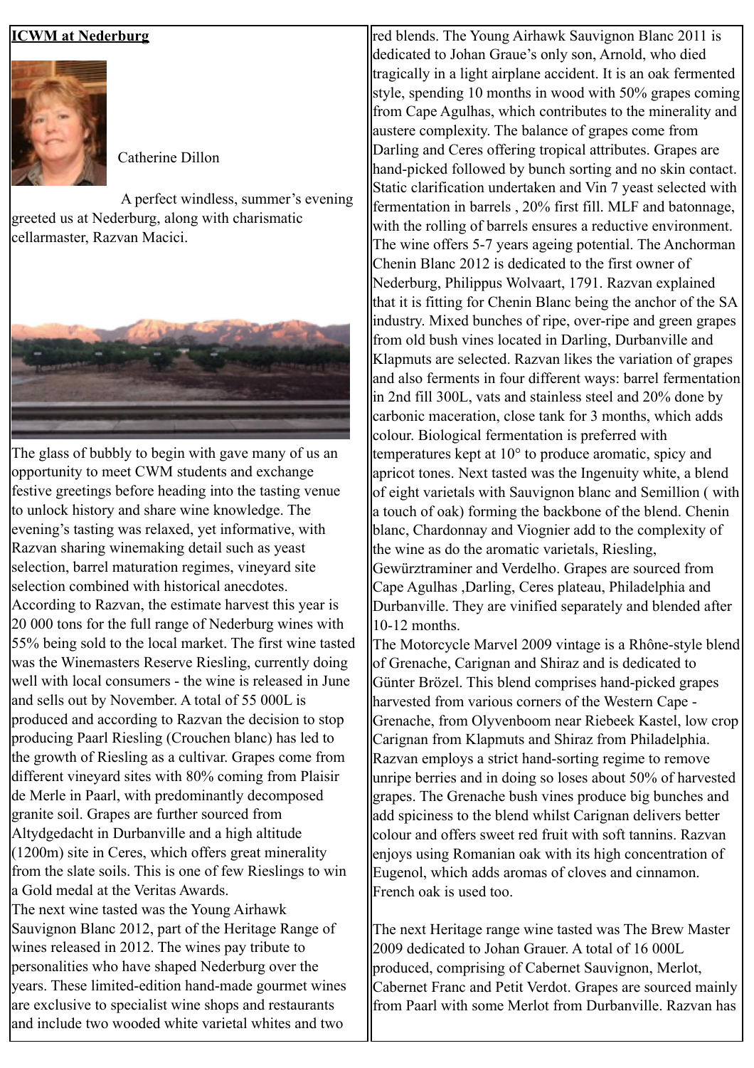**ICWM at Nederburg**

Catherine Dillon

A perfect windless, summer's evening greeted us at Nederburg, along with charismatic cellarmaster, Razvan Macici.

The glass of bubbly to begin with gave many of us an opportunity to meet CWM students and exchange festive greetings before heading into the tasting venue to unlock history and share wine knowledge. The evening's tasting was relaxed, yet informative, with Razvan sharing winemaking detail such as yeast selection, barrel maturation regimes, vineyard site selection combined with historical anecdotes. According to Razvan, the estimate harvest this year is 20 000 tons for the full range of Nederburg wines with 55% being sold to the local market. The first wine tasted was the Winemasters Reserve Riesling, currently doing well with local consumers - the wine is released in June and sells out by November. A total of 55 000L is produced and according to Razvan the decision to stop producing Paarl Riesling (Crouchen blanc) has led to the growth of Riesling as a cultivar. Grapes come from different vineyard sites with 80% coming from Plaisir de Merle in Paarl, with predominantly decomposed granite soil. Grapes are further sourced from Altydgedacht in Durbanville and a high altitude (1200m) site in Ceres, which offers great minerality from the slate soils. This is one of few Rieslings to win a Gold medal at the Veritas Awards.

The next wine tasted was the Young Airhawk Sauvignon Blanc 2012, part of the Heritage Range of wines released in 2012. The wines pay tribute to personalities who have shaped Nederburg over the years. These limited-edition hand-made gourmet wines are exclusive to specialist wine shops and restaurants and include two wooded white varietal whites and two red blends. The Young Airhawk Sauvignon Blanc 2011 is dedicated to Johan Graue's only son, Arnold, who died tragically in a light airplane accident. It is an oak fermented style, spending 10 months in wood with 50% grapes coming from Cape Agulhas, which contributes to the minerality and austere complexity. The balance of grapes come from Darling and Ceres offering tropical attributes. Grapes are hand-picked followed by bunch sorting and no skin contact. Static clarification undertaken and Vin 7 yeast selected with fermentation in barrels , 20% first fill. MLF and batonnage, with the rolling of barrels ensures a reductive environment. The wine offers 5-7 years ageing potential. The Anchorman Chenin Blanc 2012 is dedicated to the first owner of Nederburg, Philippus Wolvaart, 1791. Razvan explained that it is fitting for Chenin Blanc being the anchor of the SA industry. Mixed bunches of ripe, over-ripe and green grapes from old bush vines located in Darling, Durbanville and Klapmuts are selected. Razvan likes the variation of grapes and also ferments in four different ways: barrel fermentation in 2nd fill 300L, vats and stainless steel and 20% done by carbonic maceration, close tank for 3 months, which adds colour. Biological fermentation is preferred with temperatures kept at 10° to produce aromatic, spicy and apricot tones. Next tasted was the Ingenuity white, a blend of eight varietals with Sauvignon blanc and Semillion ( with a touch of oak) forming the backbone of the blend. Chenin blanc, Chardonnay and Viognier add to the complexity of the wine as do the aromatic varietals, Riesling, Gewürztraminer and Verdelho. Grapes are sourced from Cape Agulhas ,Darling, Ceres plateau, Philadelphia and Durbanville. They are vinified separately and blended after 10-12 months.

The Motorcycle Marvel 2009 vintage is a Rhône-style blend of Grenache, Carignan and Shiraz and is dedicated to Günter Brözel. This blend comprises hand-picked grapes harvested from various corners of the Western Cape - Grenache, from Olyvenboom near Riebeek Kastel, low crop Carignan from Klapmuts and Shiraz from Philadelphia. Razvan employs a strict hand-sorting regime to remove unripe berries and in doing so loses about 50% of harvested grapes. The Grenache bush vines produce big bunches and add spiciness to the blend whilst Carignan delivers better colour and offers sweet red fruit with soft tannins. Razvan enjoys using Romanian oak with its high concentration of Eugenol, which adds aromas of cloves and cinnamon. French oak is used too.

The next Heritage range wine tasted was The Brew Master 2009 dedicated to Johan Grauer. A total of 16 000L produced, comprising of Cabernet Sauvignon, Merlot, Cabernet Franc and Petit Verdot. Grapes are sourced mainly from Paarl with some Merlot from Durbanville. Razvan has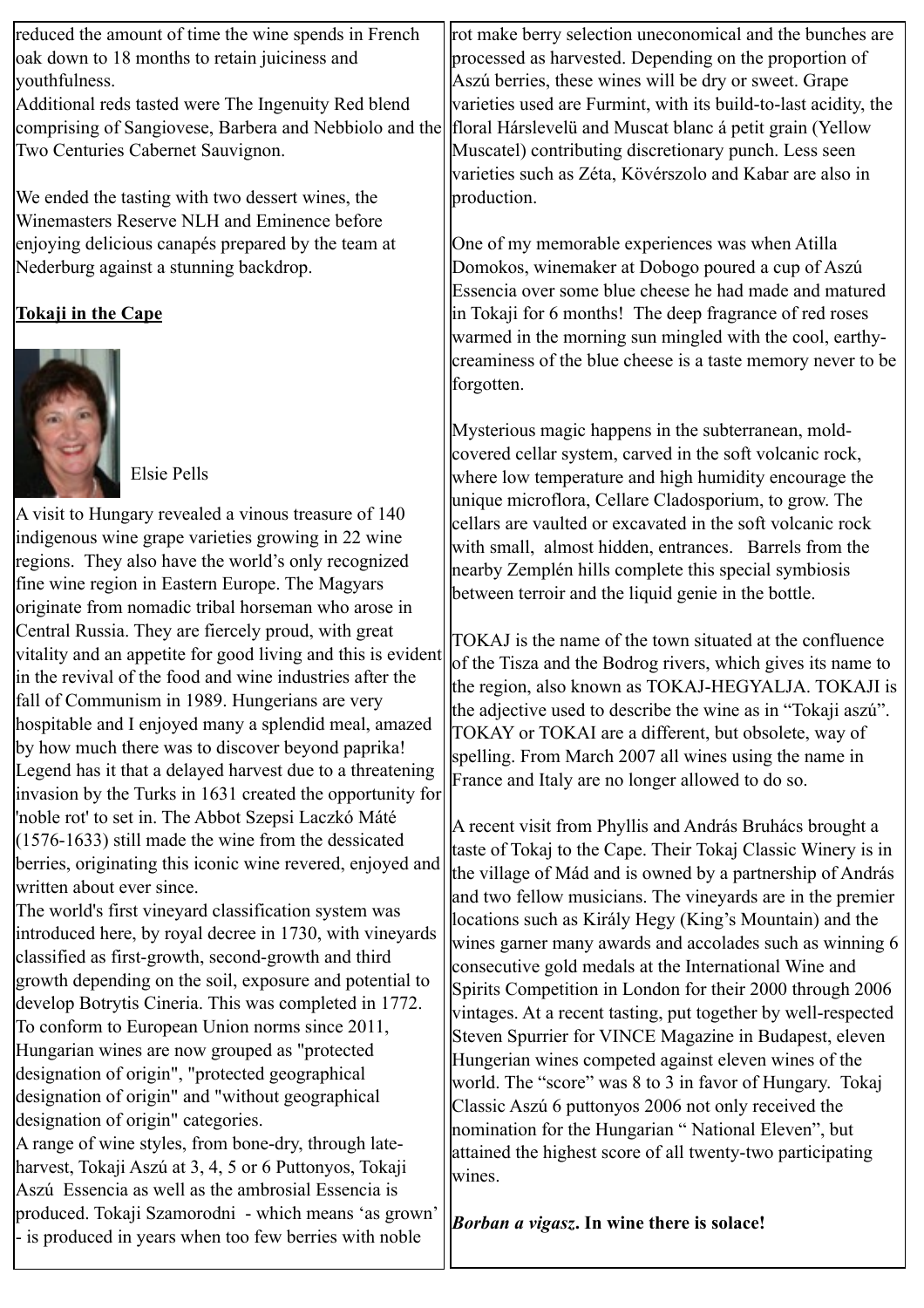reduced the amount of time the wine spends in French oak down to 18 months to retain juiciness and youthfulness.

Additional reds tasted were The Ingenuity Red blend comprising of Sangiovese, Barbera and Nebbiolo and the Two Centuries Cabernet Sauvignon.

We ended the tasting with two dessert wines, the Winemasters Reserve NLH and Eminence before enjoying delicious canapés prepared by the team at Nederburg against a stunning backdrop.

## **Tokaji in the Cape**

Elsie Pells

A visit to Hungary revealed a vinous treasure of 140 indigenous wine grape varieties growing in 22 wine regions. They also have the world's only recognized fine wine region in Eastern Europe. The Magyars originate from nomadic tribal horseman who arose in Central Russia. They are fiercely proud, with great vitality and an appetite for good living and this is evident in the revival of the food and wine industries after the fall of Communism in 1989. Hungerians are very hospitable and I enjoyed many a splendid meal, amazed by how much there was to discover beyond paprika!

Legend has it that a delayed harvest due to a threatening invasion by the Turks in 1631 created the opportunity for 'noble rot' to set in. The Abbot Szepsi Laczkó Máté (1576-1633) still made the wine from the dessicated berries, originating this iconic wine revered, enjoyed and written about ever since.

The world's first vineyard classification system was introduced here, by royal decree in 1730, with vineyards classified as first-growth, second-growth and third growth depending on the soil, exposure and potential to develop Botrytis Cineria. This was completed in 1772.

To conform to European Union norms since 2011, Hungarian wines are now grouped as "protected designation of origin", "protected geographical designation of origin" and "without geographical designation of origin" categories.

A range of wine styles, from bone-dry, through late-harvest, Tokaji Aszú at 3, 4, 5 or 6 Puttonyos, Tokaji Aszú Essencia as well as the ambrosial Essencia is produced. Tokaji Szamorodni - which means 'as grown' - is produced in years when too few berries with noble rot make berry selection uneconomical and the bunches are processed as harvested. Depending on the proportion of Aszú berries, these wines will be dry or sweet. Grape varieties used are Furmint, with its build-to-last acidity, the floral Hárslevelü and Muscat blanc á petit grain (Yellow Muscatel) contributing discretionary punch. Less seen varieties such as Zéta, Kövérszolo and Kabar are also in production.

One of my memorable experiences was when Atilla Domokos, winemaker at Dobogo poured a cup of Aszú Essencia over some blue cheese he had made and matured in Tokaji for 6 months! The deep fragrance of red roses warmed in the morning sun mingled with the cool, earthy-creaminess of the blue cheese is a taste memory never to be forgotten.

Mysterious magic happens in the subterranean, mold-covered cellar system, carved in the soft volcanic rock, where low temperature and high humidity encourage the unique microflora, Cellare Cladosporium, to grow. The cellars are vaulted or excavated in the soft volcanic rock with small, almost hidden, entrances. Barrels from the nearby Zemplén hills complete this special symbiosis between terroir and the liquid genie in the bottle.

TOKAJ is the name of the town situated at the confluence of the Tisza and the Bodrog rivers, which gives its name to the region, also known as TOKAJ-HEGYALJA. TOKAJI is the adjective used to describe the wine as in "Tokaji aszú". TOKAY or TOKAI are a different, but obsolete, way of spelling. From March 2007 all wines using the name in France and Italy are no longer allowed to do so.

A recent visit from Phyllis and András Bruhács brought a taste of Tokaj to the Cape. Their Tokaj Classic Winery is in the village of Mád and is owned by a partnership of András and two fellow musicians. The vineyards are in the premier locations such as Király Hegy (King's Mountain) and the wines garner many awards and accolades such as winning 6 consecutive gold medals at the International Wine and Spirits Competition in London for their 2000 through 2006 vintages. At a recent tasting, put together by well-respected Steven Spurrier for VINCE Magazine in Budapest, eleven Hungerian wines competed against eleven wines of the world. The "score" was 8 to 3 in favor of Hungary. Tokaj Classic Aszú 6 puttonyos 2006 not only received the nomination for the Hungarian " National Eleven", but attained the highest score of all twenty-two participating wines.

***Borban a vigasz*. In wine there is solace!**